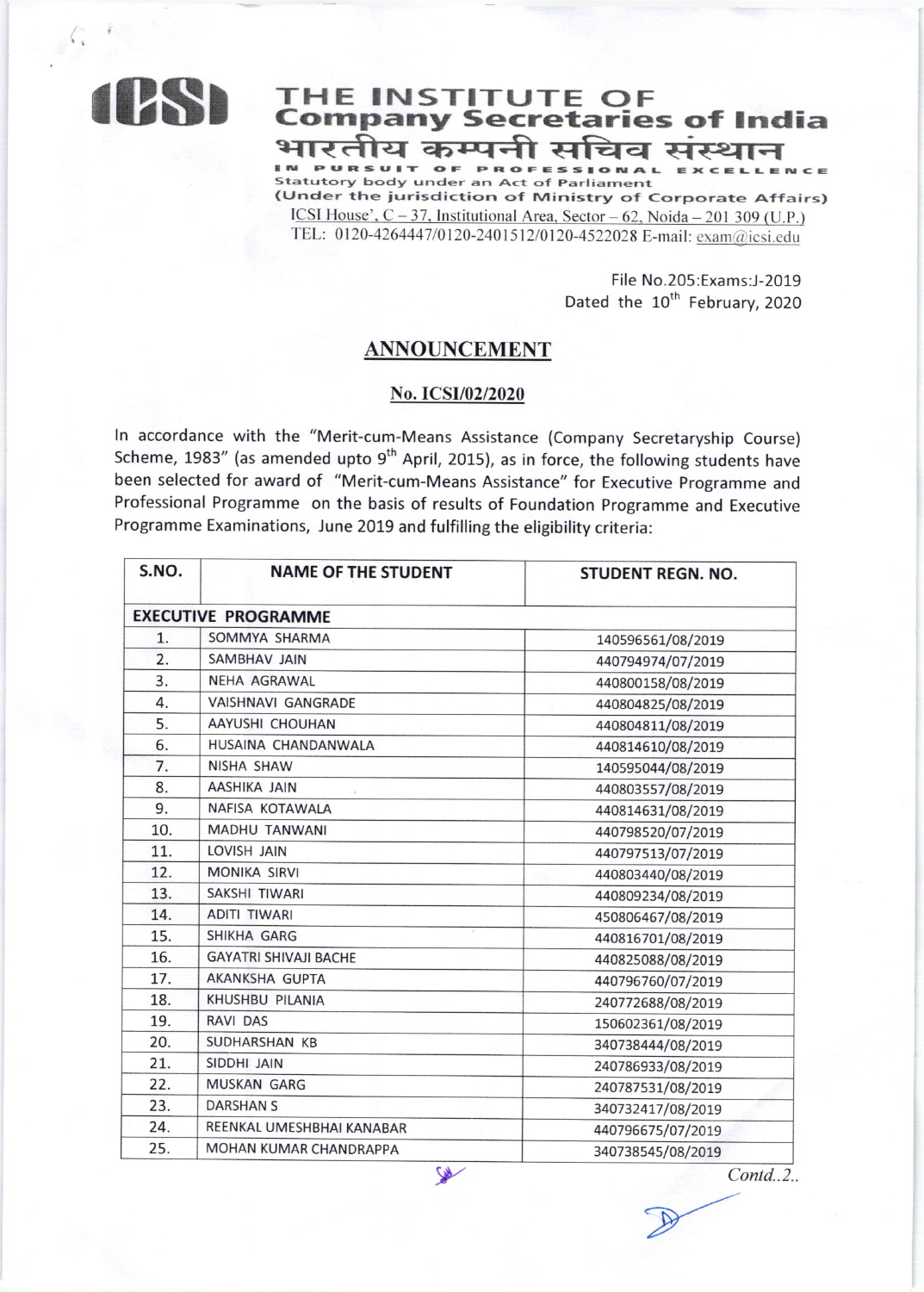# THE INSTITUTE OF Company Secretaries of India

भारतीय कम्पनी सचिव संस्थान

IN PURSUIT OF PROFESSIONAL EXCELLENCE

Statutory body under an Act of Parliament

(Under the jurisdiction of Ministry of Corporate Affairs)

ICSI House', C – 37, Institutional Area, Sector – 62, Noida – 201 309 (U.P.)

TEL: 0120-4264447/0120-2401512/0120-4522028 E-mail: exam@icsi.edu

File No.205:Exams:J-2019

Dated the 10th February, 2020

## ANNOUNCEMENT

### No. ICSI/02/2020

In accordance with the "Merit-cum-Means Assistance (Company Secretaryship Course) Scheme, 1983" (as amended upto 9th April, 2015), as in force, the following students have been selected for award of "Merit-cum-Means Assistance" for Executive Programme and Professional Programme on the basis of results of Foundation Programme and Executive Programme Examinations, June 2019 and fulfilling the eligibility criteria:

| S.NO. | NAME OF THE STUDENT | STUDENT REGN. NO. |
|---|---|---|
| **EXECUTIVE PROGRAMME** | | |
| 1. | SOMMYA SHARMA | 140596561/08/2019 |
| 2. | SAMBHAV JAIN | 440794974/07/2019 |
| 3. | NEHA AGRAWAL | 440800158/08/2019 |
| 4. | VAISHNAVI GANGRADE | 440804825/08/2019 |
| 5. | AAYUSHI CHOUHAN | 440804811/08/2019 |
| 6. | HUSAINA CHANDANWALA | 440814610/08/2019 |
| 7. | NISHA SHAW | 140595044/08/2019 |
| 8. | AASHIKA JAIN | 440803557/08/2019 |
| 9. | NAFISA KOTAWALA | 440814631/08/2019 |
| 10. | MADHU TANWANI | 440798520/07/2019 |
| 11. | LOVISH JAIN | 440797513/07/2019 |
| 12. | MONIKA SIRVI | 440803440/08/2019 |
| 13. | SAKSHI TIWARI | 440809234/08/2019 |
| 14. | ADITI TIWARI | 450806467/08/2019 |
| 15. | SHIKHA GARG | 440816701/08/2019 |
| 16. | GAYATRI SHIVAJI BACHE | 440825088/08/2019 |
| 17. | AKANKSHA GUPTA | 440796760/07/2019 |
| 18. | KHUSHBU PILANIA | 240772688/08/2019 |
| 19. | RAVI DAS | 150602361/08/2019 |
| 20. | SUDHARSHAN KB | 340738444/08/2019 |
| 21. | SIDDHI JAIN | 240786933/08/2019 |
| 22. | MUSKAN GARG | 240787531/08/2019 |
| 23. | DARSHAN S | 340732417/08/2019 |
| 24. | REENKAL UMESHBHAI KANABAR | 440796675/07/2019 |
| 25. | MOHAN KUMAR CHANDRAPPA | 340738545/08/2019 |

*Contd..2..*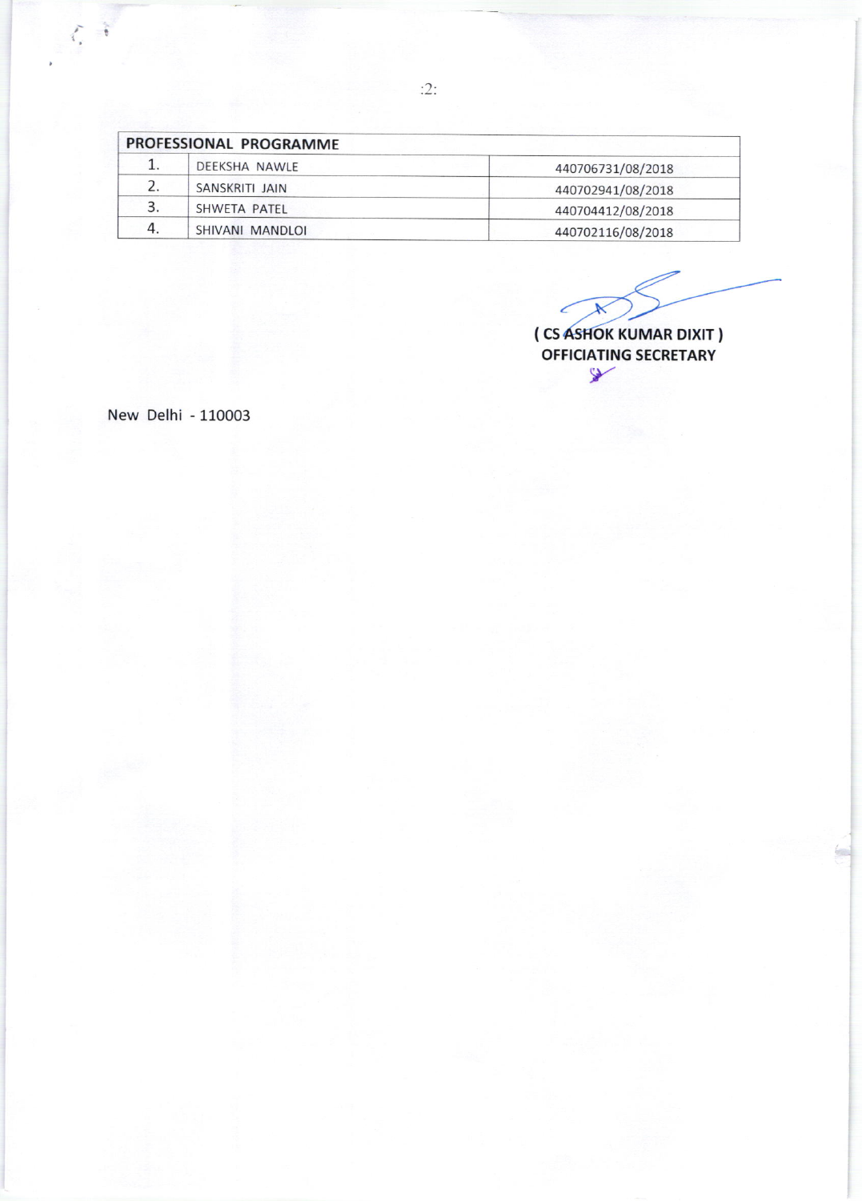| PROFESSIONAL PROGRAMME | | |
| --- | --- | --- |
| 1. | DEEKSHA NAWLE | 440706731/08/2018 |
| 2. | SANSKRITI JAIN | 440702941/08/2018 |
| 3. | SHWETA PATEL | 440704412/08/2018 |
| 4. | SHIVANI MANDLOI | 440702116/08/2018 |

**( CS ASHOK KUMAR DIXIT )**
**OFFICIATING SECRETARY**

New Delhi - 110003